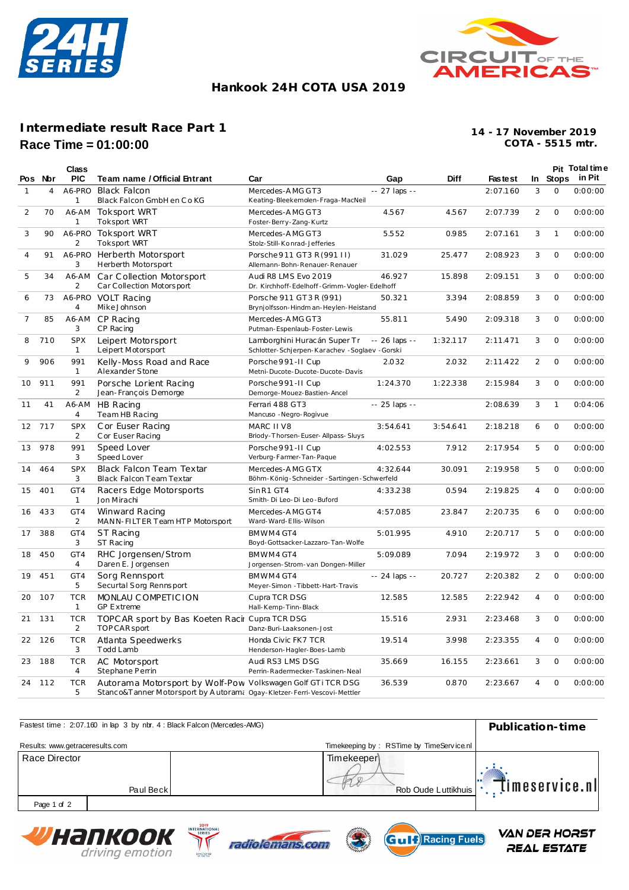# Hankook 24H COTA USA 2019

## Intermediate result Race Part 1

**Race Time = 01:00:00**

**14 - 17 November 2019**
**COTA - 5515 mtr.**

| Pos | Nbr | Class PIC | Team name / Official Entrant | Car | Gap | Diff | Fastest | In | Pit Stops | Total time in Pit |
|---|---|---|---|---|---|---|---|---|---|---|
| 1 | 4 | A6-PRO 1 | Black Falcon<br>Black Falcon GmbH en Co KG | Mercedes-AMG GT3<br>Keating-Bleekemolen-Fraga-MacNeil | -- 27 laps -- | | 2:07.160 | 3 | 0 | 0:00:00 |
| 2 | 70 | A6-AM 1 | Toksport WRT<br>Toksport WRT | Mercedes-AMG GT3<br>Foster-Berry-Zang-Kurtz | 4.567 | 4.567 | 2:07.739 | 2 | 0 | 0:00:00 |
| 3 | 90 | A6-PRO 2 | Toksport WRT<br>Toksport WRT | Mercedes-AMG GT3<br>Stolz-Still-Konrad-Jefferies | 5.552 | 0.985 | 2:07.161 | 3 | 1 | 0:00:00 |
| 4 | 91 | A6-PRO 3 | Herberth Motorsport<br>Herberth Motorsport | Porsche 911 GT3 R (991 II)<br>Allemann-Bohn-Renauer-Renauer | 31.029 | 25.477 | 2:08.923 | 3 | 0 | 0:00:00 |
| 5 | 34 | A6-AM 2 | Car Collection Motorsport<br>Car Collection Motorsport | Audi R8 LMS Evo 2019<br>Dr. Kirchhoff-Edelhoff-Grimm-Vogler-Edelhoff | 46.927 | 15.898 | 2:09.151 | 3 | 0 | 0:00:00 |
| 6 | 73 | A6-PRO 4 | VOLT Racing<br>Mike Johnson | Porsche 911 GT3 R (991)<br>Brynjolfsson-Hindman-Heylen-Heistand | 50.321 | 3.394 | 2:08.859 | 3 | 0 | 0:00:00 |
| 7 | 85 | A6-AM 3 | CP Racing<br>CP Racing | Mercedes-AMG GT3<br>Putman-Espenlaub-Foster-Lewis | 55.811 | 5.490 | 2:09.318 | 3 | 0 | 0:00:00 |
| 8 | 710 | SPX 1 | Leipert Motorsport<br>Leipert Motorsport | Lamborghini Huracán Super Tr<br>Schlotter-Schjerpen-Karachev-Soglaev-Gorski | -- 26 laps -- | 1:32.117 | 2:11.471 | 3 | 0 | 0:00:00 |
| 9 | 906 | 991 1 | Kelly-Moss Road and Race<br>Alexander Stone | Porsche 991-II Cup<br>Metni-Ducote-Ducote-Ducote-Davis | 2.032 | 2.032 | 2:11.422 | 2 | 0 | 0:00:00 |
| 10 | 911 | 991 2 | Porsche Lorient Racing<br>Jean-François Demorge | Porsche 991-II Cup<br>Demorge-Mouez-Bastien-Ancel | 1:24.370 | 1:22.338 | 2:15.984 | 3 | 0 | 0:00:00 |
| 11 | 41 | A6-AM 4 | HB Racing<br>Team HB Racing | Ferrari 488 GT3<br>Mancuso-Negro-Rogivue | -- 25 laps -- | | 2:08.639 | 3 | 1 | 0:04:06 |
| 12 | 717 | SPX 2 | Cor Euser Racing<br>Cor Euser Racing | MARC II V8<br>Briody-Thorsen-Euser-Allpass-Sluys | 3:54.641 | 3:54.641 | 2:18.218 | 6 | 0 | 0:00:00 |
| 13 | 978 | 991 3 | Speed Lover<br>Speed Lover | Porsche 991-II Cup<br>Verburg-Farmer-Tan-Paque | 4:02.553 | 7.912 | 2:17.954 | 5 | 0 | 0:00:00 |
| 14 | 464 | SPX 3 | Black Falcon Team Textar<br>Black Falcon Team Textar | Mercedes-AMG GTX<br>Böhm-König-Schneider-Sartingen-Schwerfeld | 4:32.644 | 30.091 | 2:19.958 | 5 | 0 | 0:00:00 |
| 15 | 401 | GT4 1 | Racers Edge Motorsports<br>Jon Mirachi | Sin R1 GT4<br>Smith-Di Leo-Di Leo-Buford | 4:33.238 | 0.594 | 2:19.825 | 4 | 0 | 0:00:00 |
| 16 | 433 | GT4 2 | Winward Racing<br>MANN-FILTER Team HTP Motorsport | Mercedes-AMG GT4<br>Ward-Ward-Ellis-Wilson | 4:57.085 | 23.847 | 2:20.735 | 6 | 0 | 0:00:00 |
| 17 | 388 | GT4 3 | ST Racing<br>ST Racing | BMW M4 GT4<br>Boyd-Gottsacker-Lazzaro-Tan-Wolfe | 5:01.995 | 4.910 | 2:20.717 | 5 | 0 | 0:00:00 |
| 18 | 450 | GT4 4 | RHC Jorgensen/Strom<br>Daren E. Jorgensen | BMW M4 GT4<br>Jorgensen-Strom-van Dongen-Miller | 5:09.089 | 7.094 | 2:19.972 | 3 | 0 | 0:00:00 |
| 19 | 451 | GT4 5 | Sorg Rennsport<br>Securtal Sorg Rennsport | BMW M4 GT4<br>Meyer-Simon-Tibbett-Hart-Travis | -- 24 laps -- | 20.727 | 2:20.382 | 2 | 0 | 0:00:00 |
| 20 | 107 | TCR 1 | MONLAU COMPETICION<br>GP Extreme | Cupra TCR DSG<br>Hall-Kemp-Tinn-Black | 12.585 | 12.585 | 2:22.942 | 4 | 0 | 0:00:00 |
| 21 | 131 | TCR 2 | TOPCAR sport by Bas Koeten Raci<br>TOPCAR sport | Cupra TCR DSG<br>Danz-Buri-Laaksonen-Jost | 15.516 | 2.931 | 2:23.468 | 3 | 0 | 0:00:00 |
| 22 | 126 | TCR 3 | Atlanta Speedwerks<br>Todd Lamb | Honda Civic FK7 TCR<br>Henderson-Hagler-Boes-Lamb | 19.514 | 3.998 | 2:23.355 | 4 | 0 | 0:00:00 |
| 23 | 188 | TCR 4 | AC Motorsport<br>Stephane Perrin | Audi RS3 LMS DSG<br>Perrin-Radermecker-Taskinen-Neal | 35.669 | 16.155 | 2:23.661 | 3 | 0 | 0:00:00 |
| 24 | 112 | TCR 5 | Autorama Motorsport by Wolf-Pow<br>Stanco&Tanner Motorsport by Autorama | Volkswagen Golf GTi TCR DSG<br>Ogay-Kletzer-Ferri-Vescovi-Mettler | 36.539 | 0.870 | 2:23.667 | 4 | 0 | 0:00:00 |

Fastest time : 2:07.160 in lap 3 by nbr. 4 : Black Falcon (Mercedes-AMG)

Results: www.getraceresults.com

Timekeeping by : RSTime by TimeService.nl

**Publication-time**

Race Director: Paul Beck

Timekeeper: Rob Oude Luttikhuis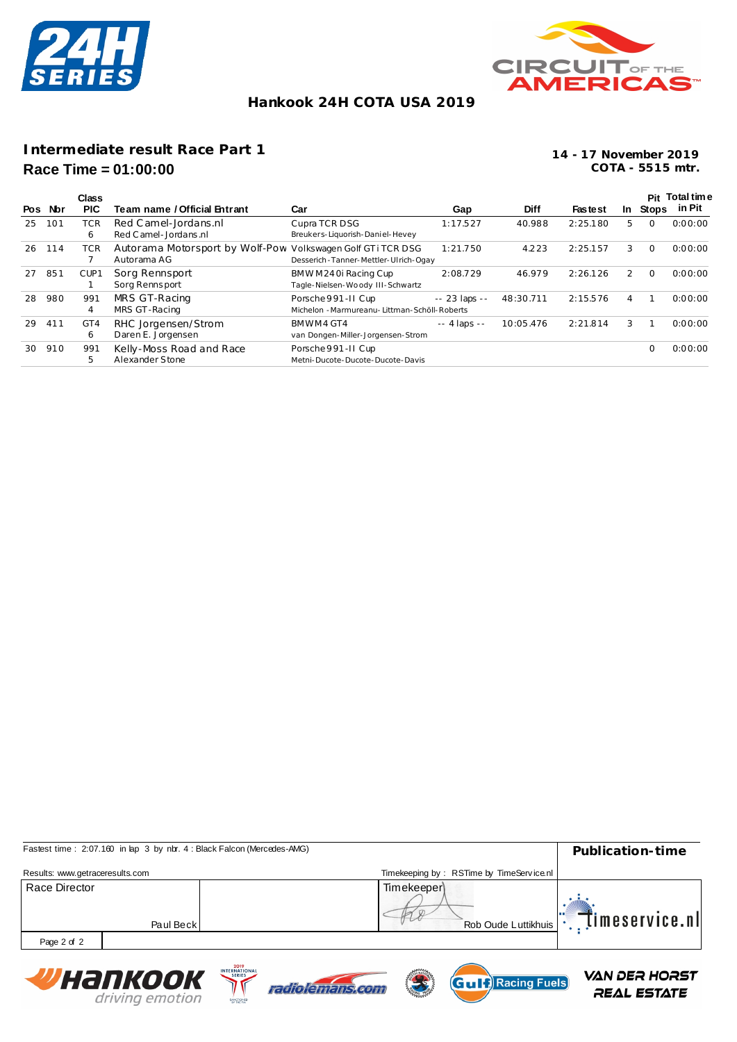## Hankook 24H COTA USA 2019

### Intermediate result Race Part 1

**Race Time = 01:00:00**

**14 - 17 November 2019**
**COTA - 5515 mtr.**

| Pos | Nbr | Class PIC | Team name / Official Entrant | Car | Gap | Diff | Fastest | In | Pit Stops | Total time in Pit |
|---|---|---|---|---|---|---|---|---|---|---|
| 25 | 101 | TCR 6 | Red Camel-Jordans.nl<br>Red Camel-Jordans.nl | Cupra TCR DSG<br>Breukers-Liquorish-Daniel-Hevey | 1:17.527 | 40.988 | 2:25.180 | 5 | 0 | 0:00:00 |
| 26 | 114 | TCR 7 | Autorama Motorsport by Wolf-Pow<br>Autorama AG | Volkswagen Golf GTi TCR DSG<br>Desserich-Tanner-Mettler-Ulrich-Ogay | 1:21.750 | 4.223 | 2:25.157 | 3 | 0 | 0:00:00 |
| 27 | 851 | CUP1 1 | Sorg Rennsport<br>Sorg Rennsport | BMW M240i Racing Cup<br>Tagle-Nielsen-Woody III-Schwartz | 2:08.729 | 46.979 | 2:26.126 | 2 | 0 | 0:00:00 |
| 28 | 980 | 991 4 | MRS GT-Racing<br>MRS GT-Racing | Porsche 991-II Cup<br>Michelon-Marmureanu-Littman-Schöll-Roberts | -- 23 laps -- | 48:30.711 | 2:15.576 | 4 | 1 | 0:00:00 |
| 29 | 411 | GT4 6 | RHC Jorgensen/Strom<br>Daren E. Jorgensen | BMW M4 GT4<br>van Dongen-Miller-Jorgensen-Strom | -- 4 laps -- | 10:05.476 | 2:21.814 | 3 | 1 | 0:00:00 |
| 30 | 910 | 991 5 | Kelly-Moss Road and Race<br>Alexander Stone | Porsche 991-II Cup<br>Metni-Ducote-Ducote-Ducote-Davis | | | | | 0 | 0:00:00 |

Fastest time : 2:07.160 in lap 3 by nbr. 4 : Black Falcon (Mercedes-AMG)

Results: www.getraceresults.com

Timekeeping by : RSTime by TimeService.nl

**Publication-time**

Race Director: Paul Beck

Timekeeper: Rob Oude Luttikhuis